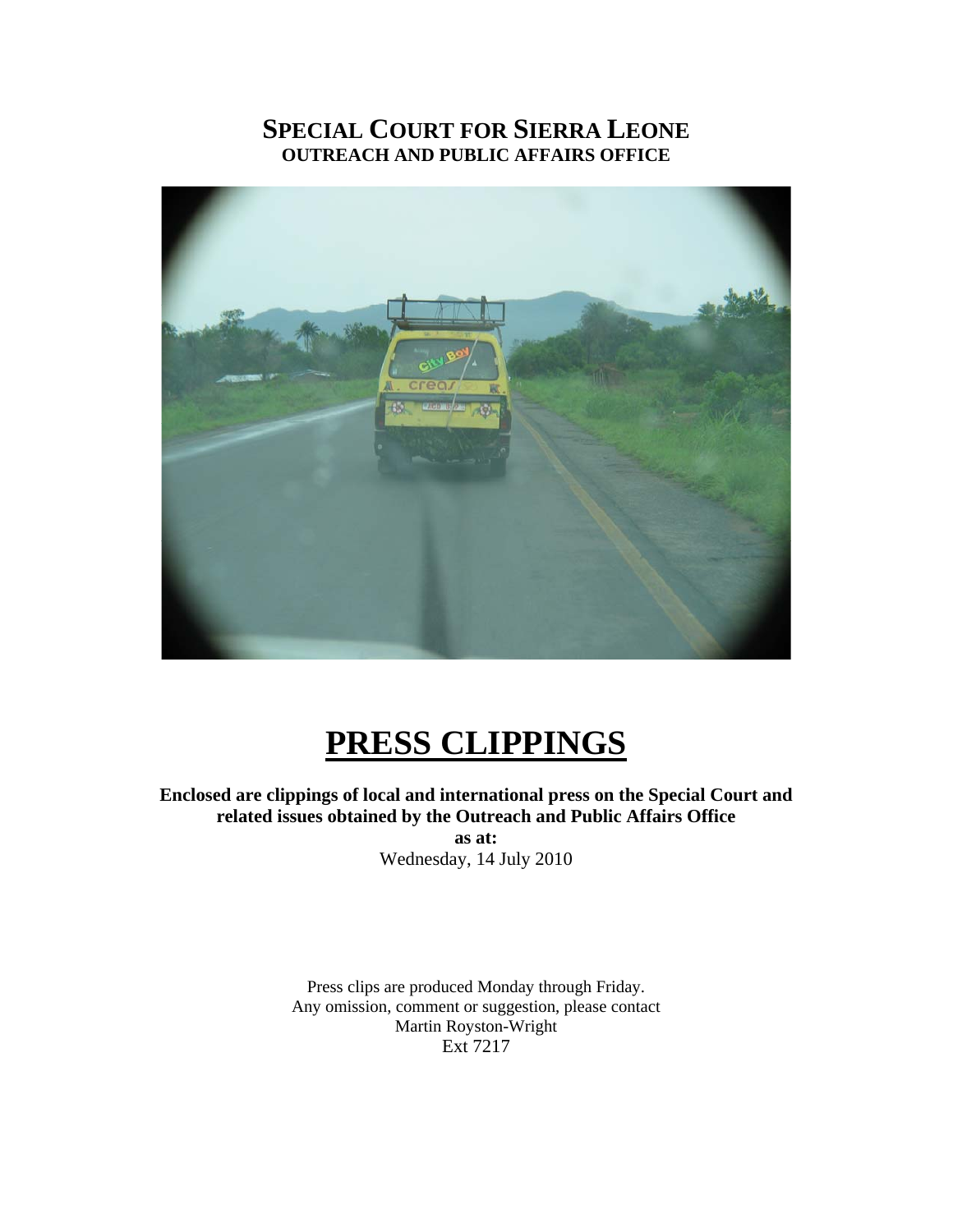# SPECIAL COURT FOR SIERRA LEONE
## OUTREACH AND PUBLIC AFFAIRS OFFICE

# PRESS CLIPPINGS

**Enclosed are clippings of local and international press on the Special Court and related issues obtained by the Outreach and Public Affairs Office**

**as at:**

Wednesday, 14 July 2010

Press clips are produced Monday through Friday.
Any omission, comment or suggestion, please contact
Martin Royston-Wright
Ext 7217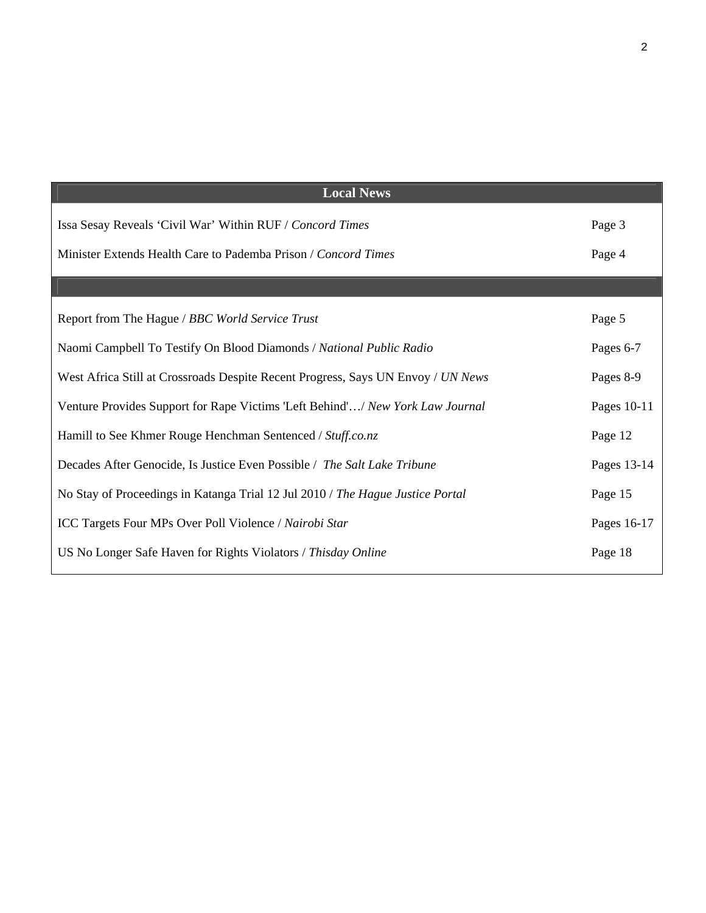| Local News | |
|---|---|
| Issa Sesay Reveals 'Civil War' Within RUF / *Concord Times* | Page 3 |
| Minister Extends Health Care to Pademba Prison / *Concord Times* | Page 4 |
| | |
| Report from The Hague / *BBC World Service Trust* | Page 5 |
| Naomi Campbell To Testify On Blood Diamonds / *National Public Radio* | Pages 6-7 |
| West Africa Still at Crossroads Despite Recent Progress, Says UN Envoy / *UN News* | Pages 8-9 |
| Venture Provides Support for Rape Victims 'Left Behind'…/ *New York Law Journal* | Pages 10-11 |
| Hamill to See Khmer Rouge Henchman Sentenced / *Stuff.co.nz* | Page 12 |
| Decades After Genocide, Is Justice Even Possible / *The Salt Lake Tribune* | Pages 13-14 |
| No Stay of Proceedings in Katanga Trial 12 Jul 2010 / *The Hague Justice Portal* | Page 15 |
| ICC Targets Four MPs Over Poll Violence / *Nairobi Star* | Pages 16-17 |
| US No Longer Safe Haven for Rights Violators / *Thisday Online* | Page 18 |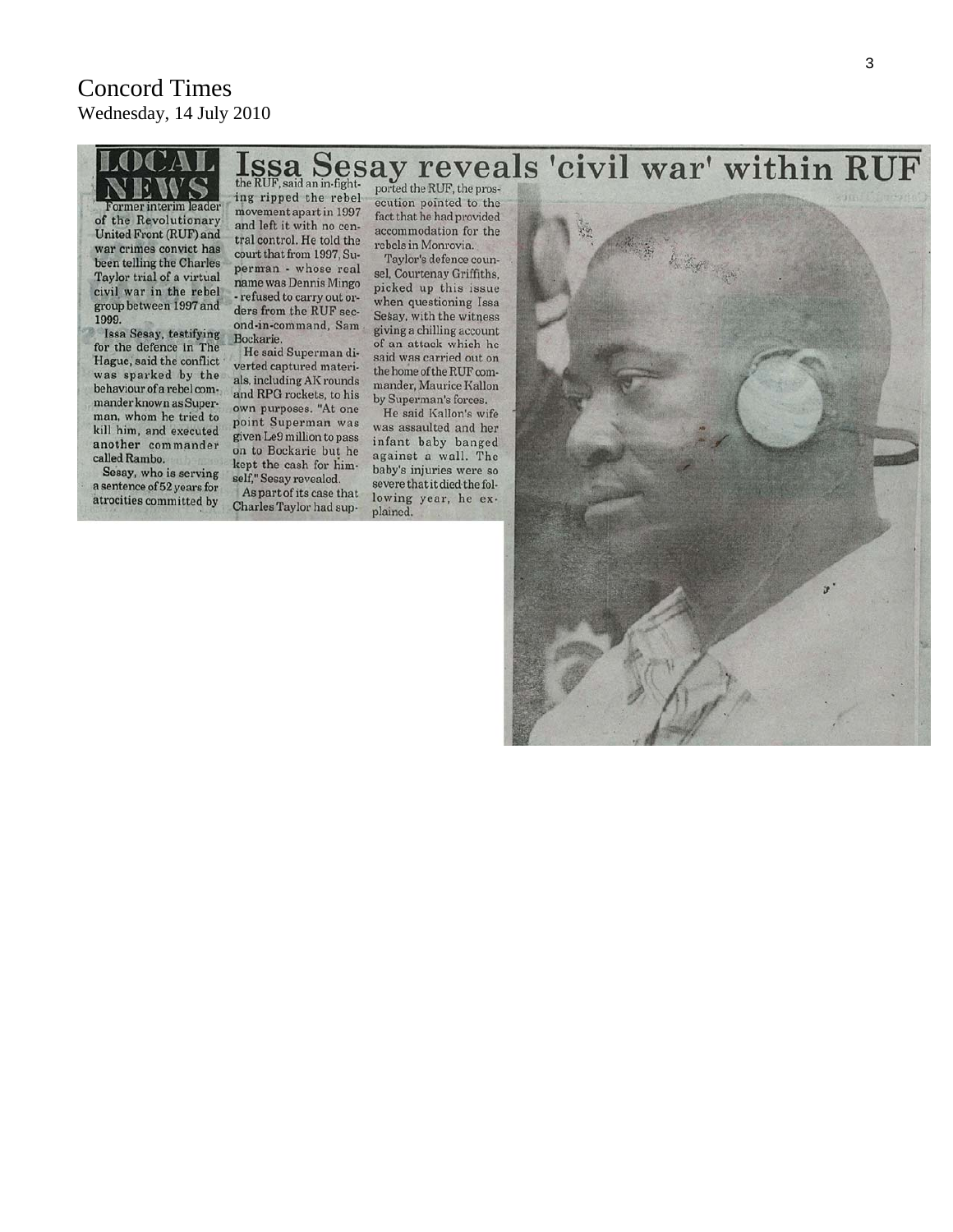Concord Times
Wednesday, 14 July 2010

LOCAL NEWS

# Issa Sesay reveals 'civil war' within RUF

Former interim leader of the Revolutionary United Front (RUF) and war crimes convict has been telling the Charles Taylor trial of a virtual civil war in the rebel group between 1997 and 1999.

Issa Sesay, testifying for the defence in The Hague, said the conflict was sparked by the behaviour of a rebel commander known as Superman, whom he tried to kill him, and executed another commander called Rambo.

Sesay, who is serving a sentence of 52 years for atrocities committed by the RUF, said an in-fighting ripped the rebel movement apart in 1997 and left it with no central control. He told the court that from 1997, Superman - whose real name was Dennis Mingo - refused to carry out orders from the RUF second-in-command, Sam Bockarie.

He said Superman diverted captured materials, including AK rounds and RPG rockets, to his own purposes. "At one point Superman was given Le9 million to pass on to Bockarie but he kept the cash for himself," Sesay revealed.

As part of its case that Charles Taylor had supported the RUF, the prosecution pointed to the fact that he had provided accommodation for the rebels in Monrovia.

Taylor's defence counsel, Courtenay Griffiths, picked up this issue when questioning Issa Sesay, with the witness giving a chilling account of an attack which he said was carried out on the home of the RUF commander, Maurice Kallon by Superman's forces.

He said Kallon's wife was assaulted and her infant baby banged against a wall. The baby's injuries were so severe that it died the following year, he explained.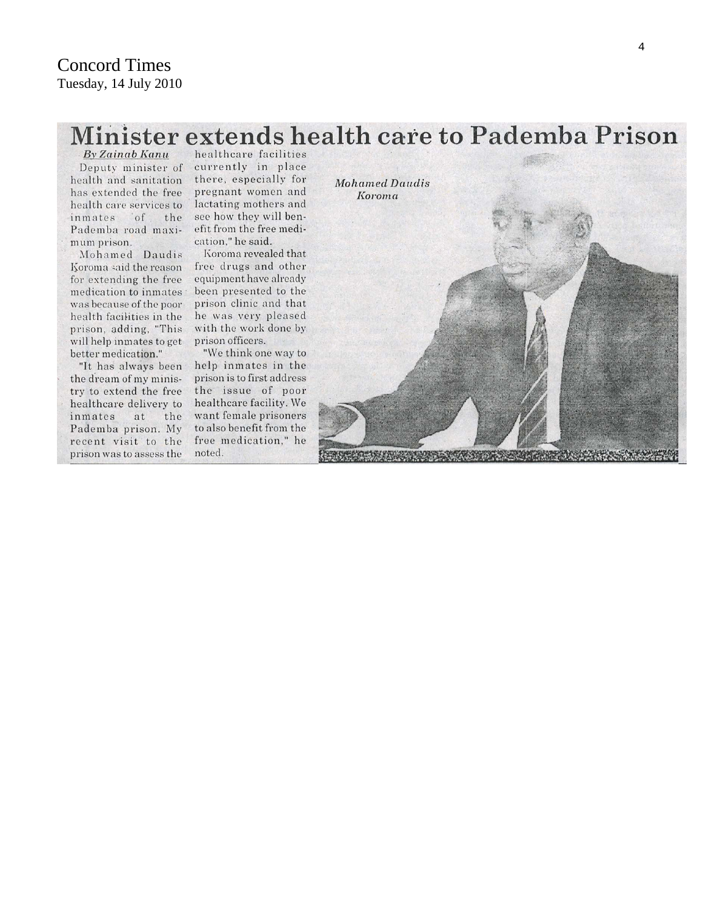Concord Times
Tuesday, 14 July 2010

# Minister extends health care to Pademba Prison

*By Zainab Kanu*

Deputy minister of health and sanitation has extended the free health care services to inmates of the Pademba road maximum prison.

Mohamed Daudis Koroma said the reason for extending the free medication to inmates was because of the poor health facilities in the prison, adding, "This will help inmates to get better medication."

"It has always been the dream of my ministry to extend the free healthcare delivery to inmates at the Pademba prison. My recent visit to the prison was to assess the healthcare facilities currently in place there, especially for pregnant women and lactating mothers and see how they will benefit from the free medication," he said.

Koroma revealed that free drugs and other equipment have already been presented to the prison clinic and that he was very pleased with the work done by prison officers.

"We think one way to help inmates in the prison is to first address the issue of poor healthcare facility. We want female prisoners to also benefit from the free medication," he noted.

*Mohamed Daudis Koroma*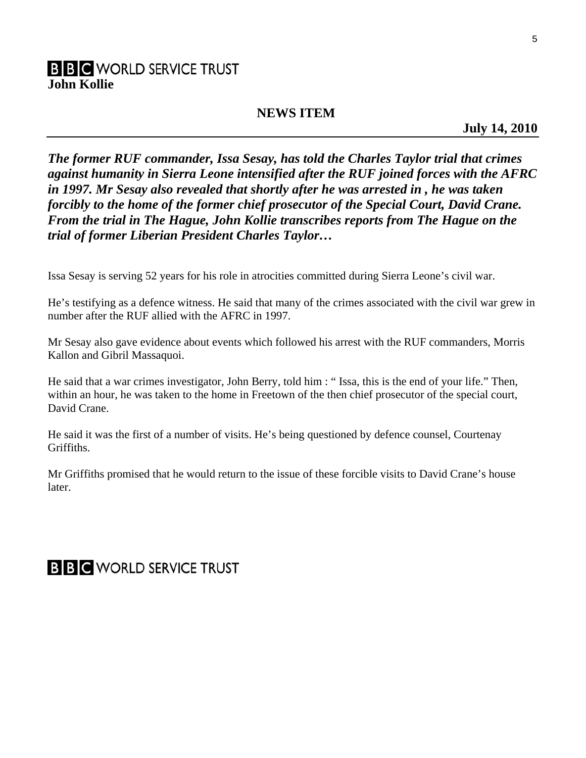**BBC WORLD SERVICE TRUST**
**John Kollie**

## NEWS ITEM

**July 14, 2010**

***The former RUF commander, Issa Sesay, has told the Charles Taylor trial that crimes against humanity in Sierra Leone intensified after the RUF joined forces with the AFRC in 1997. Mr Sesay also revealed that shortly after he was arrested in , he was taken forcibly to the home of the former chief prosecutor of the Special Court, David Crane. From the trial in The Hague, John Kollie transcribes reports from The Hague on the trial of former Liberian President Charles Taylor…***

Issa Sesay is serving 52 years for his role in atrocities committed during Sierra Leone's civil war.

He's testifying as a defence witness. He said that many of the crimes associated with the civil war grew in number after the RUF allied with the AFRC in 1997.

Mr Sesay also gave evidence about events which followed his arrest with the RUF commanders, Morris Kallon and Gibril Massaquoi.

He said that a war crimes investigator, John Berry, told him : " Issa, this is the end of your life." Then, within an hour, he was taken to the home in Freetown of the then chief prosecutor of the special court, David Crane.

He said it was the first of a number of visits. He's being questioned by defence counsel, Courtenay Griffiths.

Mr Griffiths promised that he would return to the issue of these forcible visits to David Crane's house later.

**BBC WORLD SERVICE TRUST**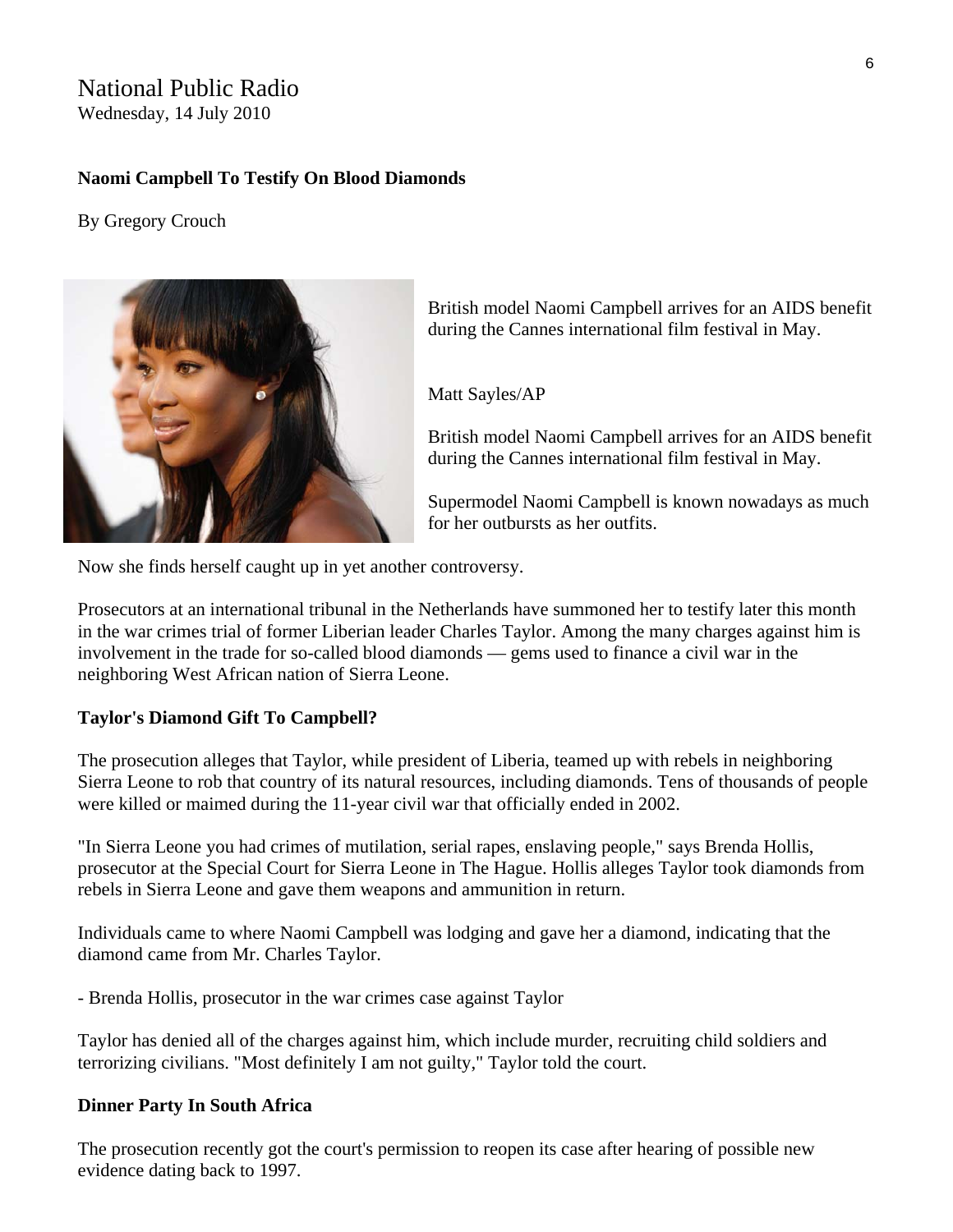National Public Radio
Wednesday, 14 July 2010

**Naomi Campbell To Testify On Blood Diamonds**

By Gregory Crouch

British model Naomi Campbell arrives for an AIDS benefit during the Cannes international film festival in May.

Matt Sayles/AP

British model Naomi Campbell arrives for an AIDS benefit during the Cannes international film festival in May.

Supermodel Naomi Campbell is known nowadays as much for her outbursts as her outfits.

Now she finds herself caught up in yet another controversy.

Prosecutors at an international tribunal in the Netherlands have summoned her to testify later this month in the war crimes trial of former Liberian leader Charles Taylor. Among the many charges against him is involvement in the trade for so-called blood diamonds — gems used to finance a civil war in the neighboring West African nation of Sierra Leone.

**Taylor's Diamond Gift To Campbell?**

The prosecution alleges that Taylor, while president of Liberia, teamed up with rebels in neighboring Sierra Leone to rob that country of its natural resources, including diamonds. Tens of thousands of people were killed or maimed during the 11-year civil war that officially ended in 2002.

"In Sierra Leone you had crimes of mutilation, serial rapes, enslaving people," says Brenda Hollis, prosecutor at the Special Court for Sierra Leone in The Hague. Hollis alleges Taylor took diamonds from rebels in Sierra Leone and gave them weapons and ammunition in return.

Individuals came to where Naomi Campbell was lodging and gave her a diamond, indicating that the diamond came from Mr. Charles Taylor.

- Brenda Hollis, prosecutor in the war crimes case against Taylor

Taylor has denied all of the charges against him, which include murder, recruiting child soldiers and terrorizing civilians. "Most definitely I am not guilty," Taylor told the court.

**Dinner Party In South Africa**

The prosecution recently got the court's permission to reopen its case after hearing of possible new evidence dating back to 1997.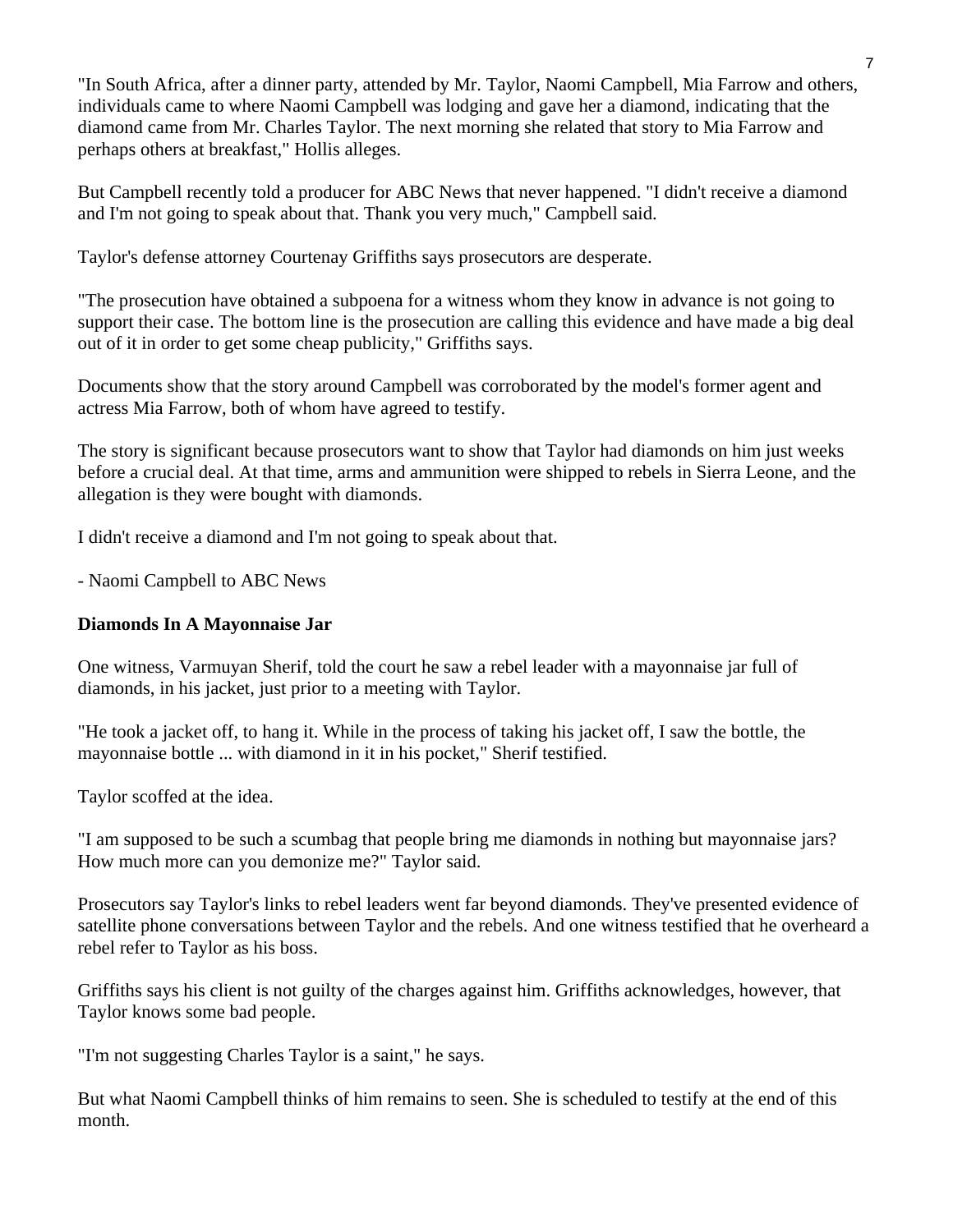"In South Africa, after a dinner party, attended by Mr. Taylor, Naomi Campbell, Mia Farrow and others, individuals came to where Naomi Campbell was lodging and gave her a diamond, indicating that the diamond came from Mr. Charles Taylor. The next morning she related that story to Mia Farrow and perhaps others at breakfast," Hollis alleges.

But Campbell recently told a producer for ABC News that never happened. "I didn't receive a diamond and I'm not going to speak about that. Thank you very much," Campbell said.

Taylor's defense attorney Courtenay Griffiths says prosecutors are desperate.

"The prosecution have obtained a subpoena for a witness whom they know in advance is not going to support their case. The bottom line is the prosecution are calling this evidence and have made a big deal out of it in order to get some cheap publicity," Griffiths says.

Documents show that the story around Campbell was corroborated by the model's former agent and actress Mia Farrow, both of whom have agreed to testify.

The story is significant because prosecutors want to show that Taylor had diamonds on him just weeks before a crucial deal. At that time, arms and ammunition were shipped to rebels in Sierra Leone, and the allegation is they were bought with diamonds.

I didn't receive a diamond and I'm not going to speak about that.

- Naomi Campbell to ABC News

**Diamonds In A Mayonnaise Jar**

One witness, Varmuyan Sherif, told the court he saw a rebel leader with a mayonnaise jar full of diamonds, in his jacket, just prior to a meeting with Taylor.

"He took a jacket off, to hang it. While in the process of taking his jacket off, I saw the bottle, the mayonnaise bottle ... with diamond in it in his pocket," Sherif testified.

Taylor scoffed at the idea.

"I am supposed to be such a scumbag that people bring me diamonds in nothing but mayonnaise jars? How much more can you demonize me?" Taylor said.

Prosecutors say Taylor's links to rebel leaders went far beyond diamonds. They've presented evidence of satellite phone conversations between Taylor and the rebels. And one witness testified that he overheard a rebel refer to Taylor as his boss.

Griffiths says his client is not guilty of the charges against him. Griffiths acknowledges, however, that Taylor knows some bad people.

"I'm not suggesting Charles Taylor is a saint," he says.

But what Naomi Campbell thinks of him remains to seen. She is scheduled to testify at the end of this month.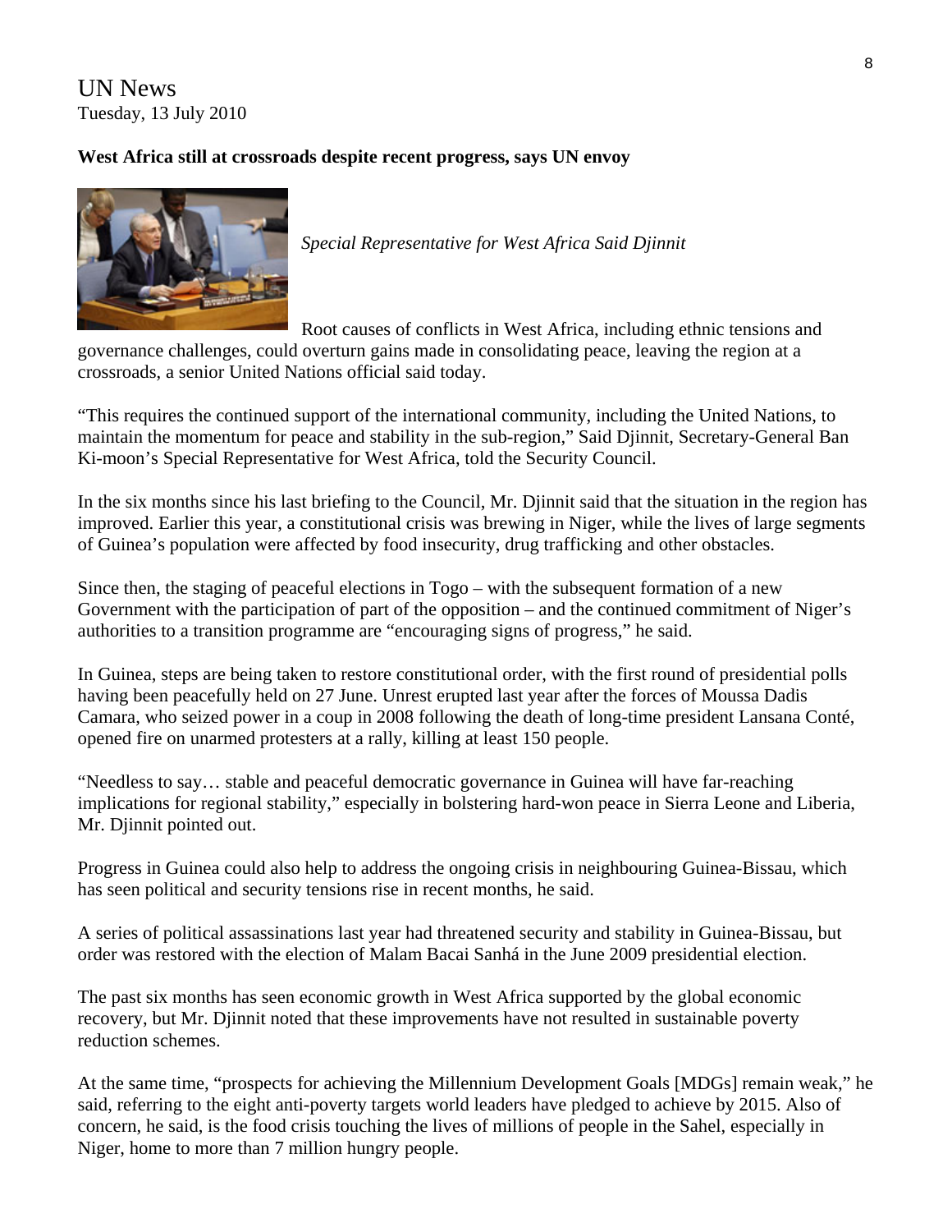UN News
Tuesday, 13 July 2010

**West Africa still at crossroads despite recent progress, says UN envoy**

*Special Representative for West Africa Said Djinnit*

Root causes of conflicts in West Africa, including ethnic tensions and governance challenges, could overturn gains made in consolidating peace, leaving the region at a crossroads, a senior United Nations official said today.

"This requires the continued support of the international community, including the United Nations, to maintain the momentum for peace and stability in the sub-region," Said Djinnit, Secretary-General Ban Ki-moon's Special Representative for West Africa, told the Security Council.

In the six months since his last briefing to the Council, Mr. Djinnit said that the situation in the region has improved. Earlier this year, a constitutional crisis was brewing in Niger, while the lives of large segments of Guinea's population were affected by food insecurity, drug trafficking and other obstacles.

Since then, the staging of peaceful elections in Togo – with the subsequent formation of a new Government with the participation of part of the opposition – and the continued commitment of Niger's authorities to a transition programme are "encouraging signs of progress," he said.

In Guinea, steps are being taken to restore constitutional order, with the first round of presidential polls having been peacefully held on 27 June. Unrest erupted last year after the forces of Moussa Dadis Camara, who seized power in a coup in 2008 following the death of long-time president Lansana Conté, opened fire on unarmed protesters at a rally, killing at least 150 people.

"Needless to say… stable and peaceful democratic governance in Guinea will have far-reaching implications for regional stability," especially in bolstering hard-won peace in Sierra Leone and Liberia, Mr. Djinnit pointed out.

Progress in Guinea could also help to address the ongoing crisis in neighbouring Guinea-Bissau, which has seen political and security tensions rise in recent months, he said.

A series of political assassinations last year had threatened security and stability in Guinea-Bissau, but order was restored with the election of Malam Bacai Sanhá in the June 2009 presidential election.

The past six months has seen economic growth in West Africa supported by the global economic recovery, but Mr. Djinnit noted that these improvements have not resulted in sustainable poverty reduction schemes.

At the same time, "prospects for achieving the Millennium Development Goals [MDGs] remain weak," he said, referring to the eight anti-poverty targets world leaders have pledged to achieve by 2015. Also of concern, he said, is the food crisis touching the lives of millions of people in the Sahel, especially in Niger, home to more than 7 million hungry people.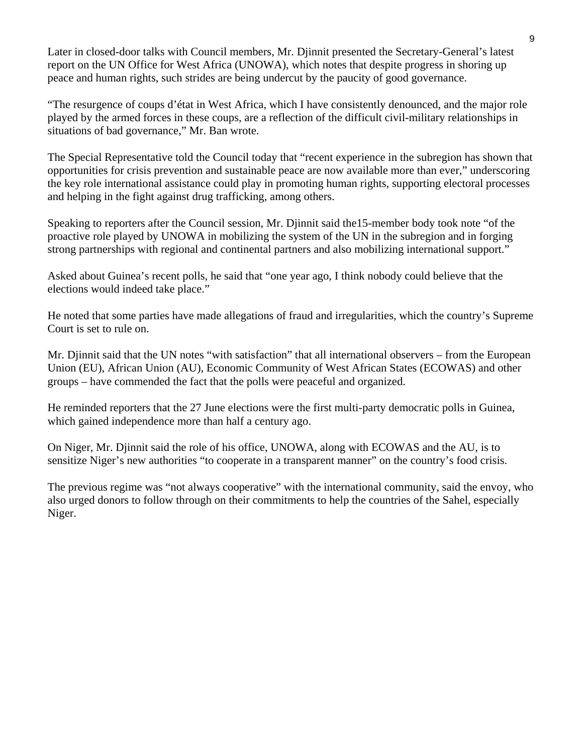Later in closed-door talks with Council members, Mr. Djinnit presented the Secretary-General's latest report on the UN Office for West Africa (UNOWA), which notes that despite progress in shoring up peace and human rights, such strides are being undercut by the paucity of good governance.

"The resurgence of coups d'état in West Africa, which I have consistently denounced, and the major role played by the armed forces in these coups, are a reflection of the difficult civil-military relationships in situations of bad governance," Mr. Ban wrote.

The Special Representative told the Council today that "recent experience in the subregion has shown that opportunities for crisis prevention and sustainable peace are now available more than ever," underscoring the key role international assistance could play in promoting human rights, supporting electoral processes and helping in the fight against drug trafficking, among others.

Speaking to reporters after the Council session, Mr. Djinnit said the15-member body took note "of the proactive role played by UNOWA in mobilizing the system of the UN in the subregion and in forging strong partnerships with regional and continental partners and also mobilizing international support."

Asked about Guinea's recent polls, he said that "one year ago, I think nobody could believe that the elections would indeed take place."

He noted that some parties have made allegations of fraud and irregularities, which the country's Supreme Court is set to rule on.

Mr. Djinnit said that the UN notes "with satisfaction" that all international observers – from the European Union (EU), African Union (AU), Economic Community of West African States (ECOWAS) and other groups – have commended the fact that the polls were peaceful and organized.

He reminded reporters that the 27 June elections were the first multi-party democratic polls in Guinea, which gained independence more than half a century ago.

On Niger, Mr. Djinnit said the role of his office, UNOWA, along with ECOWAS and the AU, is to sensitize Niger's new authorities "to cooperate in a transparent manner" on the country's food crisis.

The previous regime was "not always cooperative" with the international community, said the envoy, who also urged donors to follow through on their commitments to help the countries of the Sahel, especially Niger.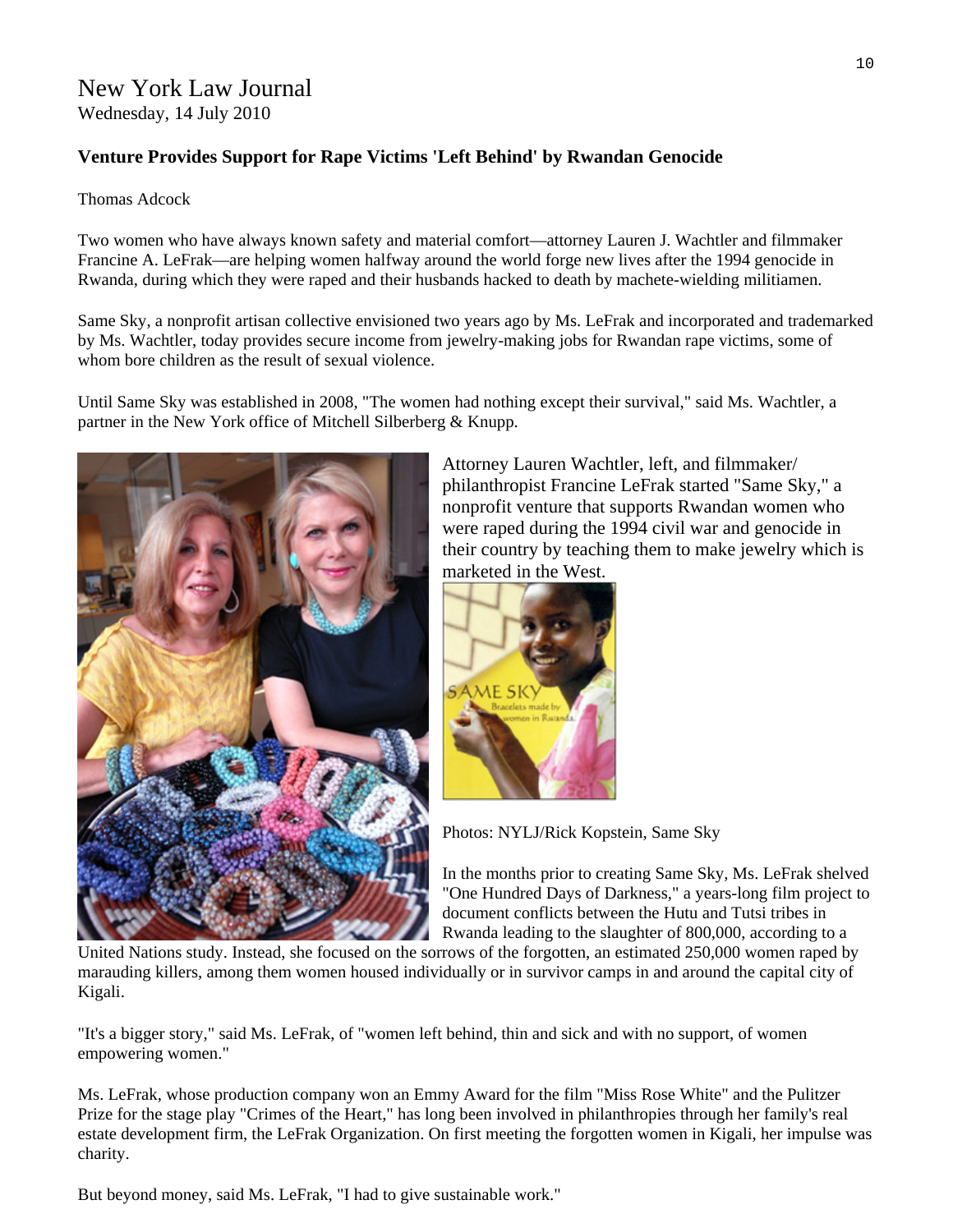# New York Law Journal

Wednesday, 14 July 2010

## Venture Provides Support for Rape Victims 'Left Behind' by Rwandan Genocide

Thomas Adcock

Two women who have always known safety and material comfort—attorney Lauren J. Wachtler and filmmaker Francine A. LeFrak—are helping women halfway around the world forge new lives after the 1994 genocide in Rwanda, during which they were raped and their husbands hacked to death by machete-wielding militiamen.

Same Sky, a nonprofit artisan collective envisioned two years ago by Ms. LeFrak and incorporated and trademarked by Ms. Wachtler, today provides secure income from jewelry-making jobs for Rwandan rape victims, some of whom bore children as the result of sexual violence.

Until Same Sky was established in 2008, "The women had nothing except their survival," said Ms. Wachtler, a partner in the New York office of Mitchell Silberberg & Knupp.

Attorney Lauren Wachtler, left, and filmmaker/ philanthropist Francine LeFrak started "Same Sky," a nonprofit venture that supports Rwandan women who were raped during the 1994 civil war and genocide in their country by teaching them to make jewelry which is marketed in the West.

Photos: NYLJ/Rick Kopstein, Same Sky

In the months prior to creating Same Sky, Ms. LeFrak shelved "One Hundred Days of Darkness," a years-long film project to document conflicts between the Hutu and Tutsi tribes in Rwanda leading to the slaughter of 800,000, according to a United Nations study. Instead, she focused on the sorrows of the forgotten, an estimated 250,000 women raped by marauding killers, among them women housed individually or in survivor camps in and around the capital city of Kigali.

"It's a bigger story," said Ms. LeFrak, of "women left behind, thin and sick and with no support, of women empowering women."

Ms. LeFrak, whose production company won an Emmy Award for the film "Miss Rose White" and the Pulitzer Prize for the stage play "Crimes of the Heart," has long been involved in philanthropies through her family's real estate development firm, the LeFrak Organization. On first meeting the forgotten women in Kigali, her impulse was charity.

But beyond money, said Ms. LeFrak, "I had to give sustainable work."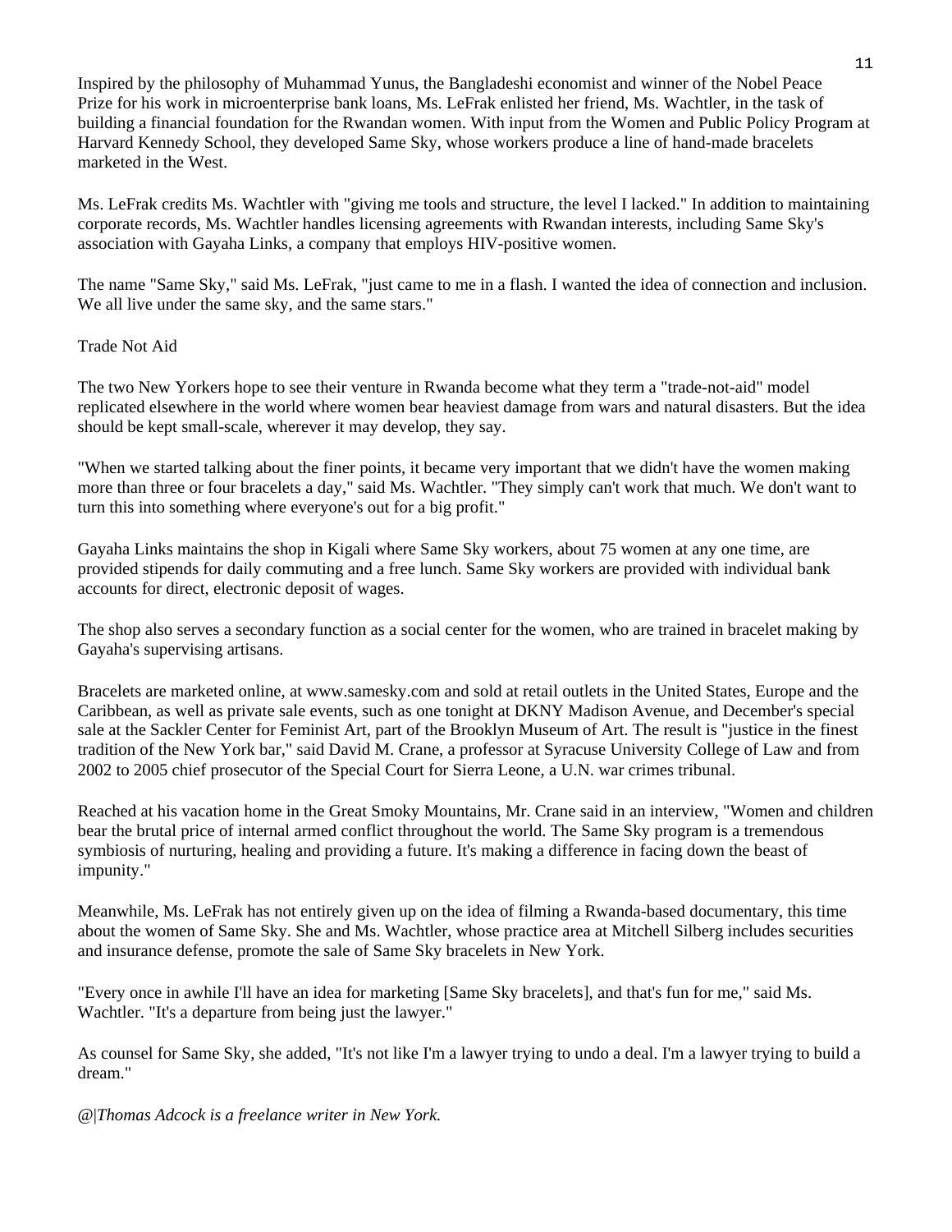Inspired by the philosophy of Muhammad Yunus, the Bangladeshi economist and winner of the Nobel Peace Prize for his work in microenterprise bank loans, Ms. LeFrak enlisted her friend, Ms. Wachtler, in the task of building a financial foundation for the Rwandan women. With input from the Women and Public Policy Program at Harvard Kennedy School, they developed Same Sky, whose workers produce a line of hand-made bracelets marketed in the West.

Ms. LeFrak credits Ms. Wachtler with "giving me tools and structure, the level I lacked." In addition to maintaining corporate records, Ms. Wachtler handles licensing agreements with Rwandan interests, including Same Sky's association with Gayaha Links, a company that employs HIV-positive women.

The name "Same Sky," said Ms. LeFrak, "just came to me in a flash. I wanted the idea of connection and inclusion. We all live under the same sky, and the same stars."

Trade Not Aid

The two New Yorkers hope to see their venture in Rwanda become what they term a "trade-not-aid" model replicated elsewhere in the world where women bear heaviest damage from wars and natural disasters. But the idea should be kept small-scale, wherever it may develop, they say.

"When we started talking about the finer points, it became very important that we didn't have the women making more than three or four bracelets a day," said Ms. Wachtler. "They simply can't work that much. We don't want to turn this into something where everyone's out for a big profit."

Gayaha Links maintains the shop in Kigali where Same Sky workers, about 75 women at any one time, are provided stipends for daily commuting and a free lunch. Same Sky workers are provided with individual bank accounts for direct, electronic deposit of wages.

The shop also serves a secondary function as a social center for the women, who are trained in bracelet making by Gayaha's supervising artisans.

Bracelets are marketed online, at www.samesky.com and sold at retail outlets in the United States, Europe and the Caribbean, as well as private sale events, such as one tonight at DKNY Madison Avenue, and December's special sale at the Sackler Center for Feminist Art, part of the Brooklyn Museum of Art. The result is "justice in the finest tradition of the New York bar," said David M. Crane, a professor at Syracuse University College of Law and from 2002 to 2005 chief prosecutor of the Special Court for Sierra Leone, a U.N. war crimes tribunal.

Reached at his vacation home in the Great Smoky Mountains, Mr. Crane said in an interview, "Women and children bear the brutal price of internal armed conflict throughout the world. The Same Sky program is a tremendous symbiosis of nurturing, healing and providing a future. It's making a difference in facing down the beast of impunity."

Meanwhile, Ms. LeFrak has not entirely given up on the idea of filming a Rwanda-based documentary, this time about the women of Same Sky. She and Ms. Wachtler, whose practice area at Mitchell Silberg includes securities and insurance defense, promote the sale of Same Sky bracelets in New York.

"Every once in awhile I'll have an idea for marketing [Same Sky bracelets], and that's fun for me," said Ms. Wachtler. "It's a departure from being just the lawyer."

As counsel for Same Sky, she added, "It's not like I'm a lawyer trying to undo a deal. I'm a lawyer trying to build a dream."

*@|Thomas Adcock is a freelance writer in New York.*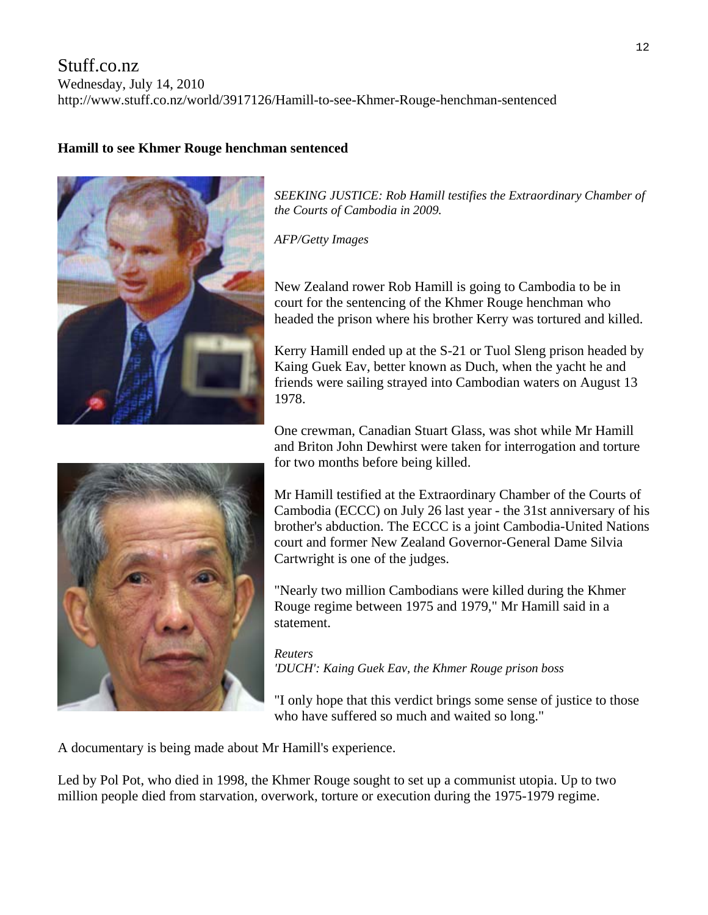Stuff.co.nz
Wednesday, July 14, 2010
http://www.stuff.co.nz/world/3917126/Hamill-to-see-Khmer-Rouge-henchman-sentenced

**Hamill to see Khmer Rouge henchman sentenced**

*SEEKING JUSTICE: Rob Hamill testifies the Extraordinary Chamber of the Courts of Cambodia in 2009.*

*AFP/Getty Images*

New Zealand rower Rob Hamill is going to Cambodia to be in court for the sentencing of the Khmer Rouge henchman who headed the prison where his brother Kerry was tortured and killed.

Kerry Hamill ended up at the S-21 or Tuol Sleng prison headed by Kaing Guek Eav, better known as Duch, when the yacht he and friends were sailing strayed into Cambodian waters on August 13 1978.

One crewman, Canadian Stuart Glass, was shot while Mr Hamill and Briton John Dewhirst were taken for interrogation and torture for two months before being killed.

Mr Hamill testified at the Extraordinary Chamber of the Courts of Cambodia (ECCC) on July 26 last year - the 31st anniversary of his brother's abduction. The ECCC is a joint Cambodia-United Nations court and former New Zealand Governor-General Dame Silvia Cartwright is one of the judges.

"Nearly two million Cambodians were killed during the Khmer Rouge regime between 1975 and 1979," Mr Hamill said in a statement.

*Reuters*
*'DUCH': Kaing Guek Eav, the Khmer Rouge prison boss*

"I only hope that this verdict brings some sense of justice to those who have suffered so much and waited so long."

A documentary is being made about Mr Hamill's experience.

Led by Pol Pot, who died in 1998, the Khmer Rouge sought to set up a communist utopia. Up to two million people died from starvation, overwork, torture or execution during the 1975-1979 regime.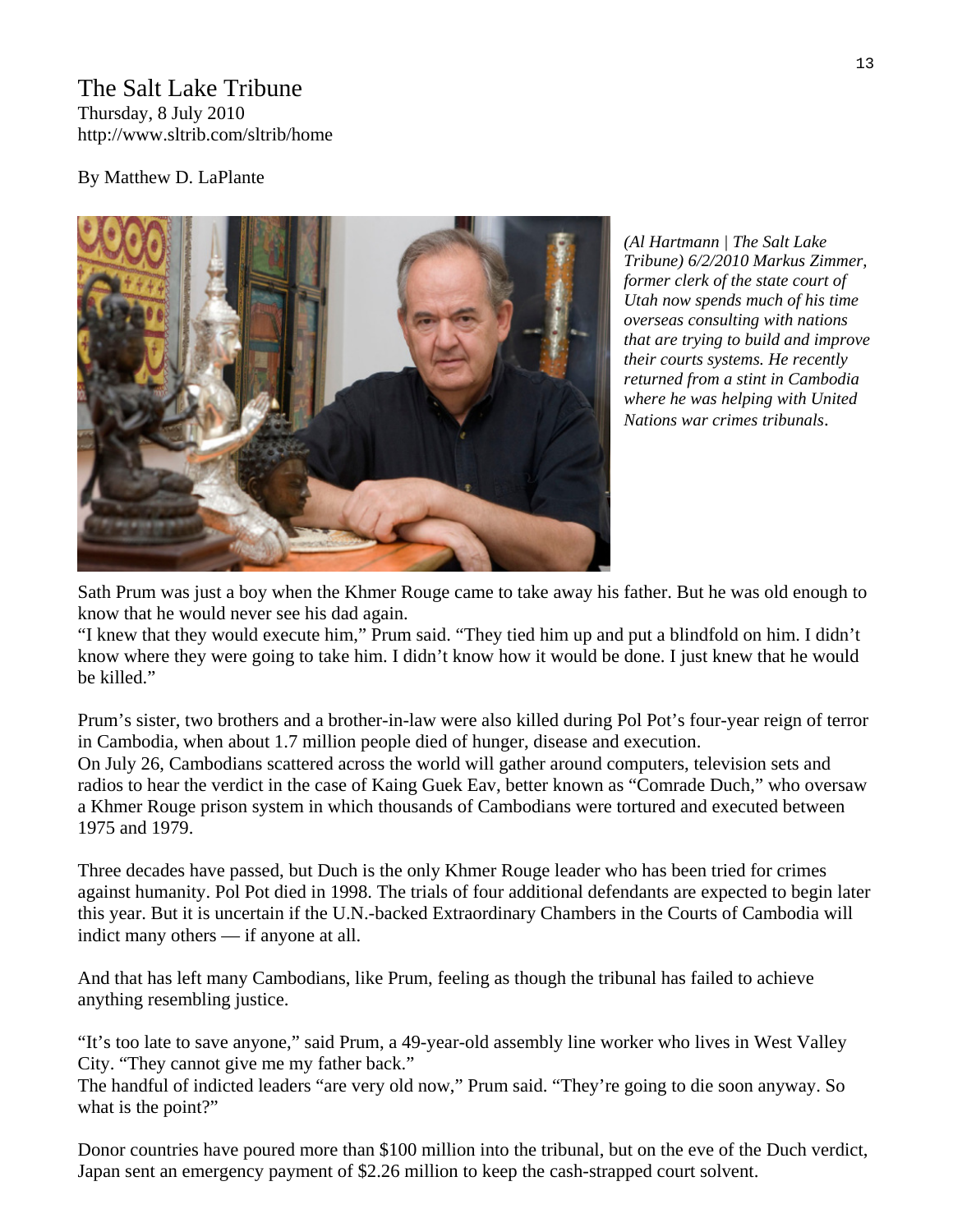# The Salt Lake Tribune

Thursday, 8 July 2010
http://www.sltrib.com/sltrib/home

By Matthew D. LaPlante

*(Al Hartmann | The Salt Lake Tribune) 6/2/2010 Markus Zimmer, former clerk of the state court of Utah now spends much of his time overseas consulting with nations that are trying to build and improve their courts systems. He recently returned from a stint in Cambodia where he was helping with United Nations war crimes tribunals*.

Sath Prum was just a boy when the Khmer Rouge came to take away his father. But he was old enough to know that he would never see his dad again.

"I knew that they would execute him," Prum said. "They tied him up and put a blindfold on him. I didn't know where they were going to take him. I didn't know how it would be done. I just knew that he would be killed."

Prum's sister, two brothers and a brother-in-law were also killed during Pol Pot's four-year reign of terror in Cambodia, when about 1.7 million people died of hunger, disease and execution.

On July 26, Cambodians scattered across the world will gather around computers, television sets and radios to hear the verdict in the case of Kaing Guek Eav, better known as "Comrade Duch," who oversaw a Khmer Rouge prison system in which thousands of Cambodians were tortured and executed between 1975 and 1979.

Three decades have passed, but Duch is the only Khmer Rouge leader who has been tried for crimes against humanity. Pol Pot died in 1998. The trials of four additional defendants are expected to begin later this year. But it is uncertain if the U.N.-backed Extraordinary Chambers in the Courts of Cambodia will indict many others — if anyone at all.

And that has left many Cambodians, like Prum, feeling as though the tribunal has failed to achieve anything resembling justice.

"It's too late to save anyone," said Prum, a 49-year-old assembly line worker who lives in West Valley City. "They cannot give me my father back."

The handful of indicted leaders "are very old now," Prum said. "They're going to die soon anyway. So what is the point?"

Donor countries have poured more than $100 million into the tribunal, but on the eve of the Duch verdict, Japan sent an emergency payment of $2.26 million to keep the cash-strapped court solvent.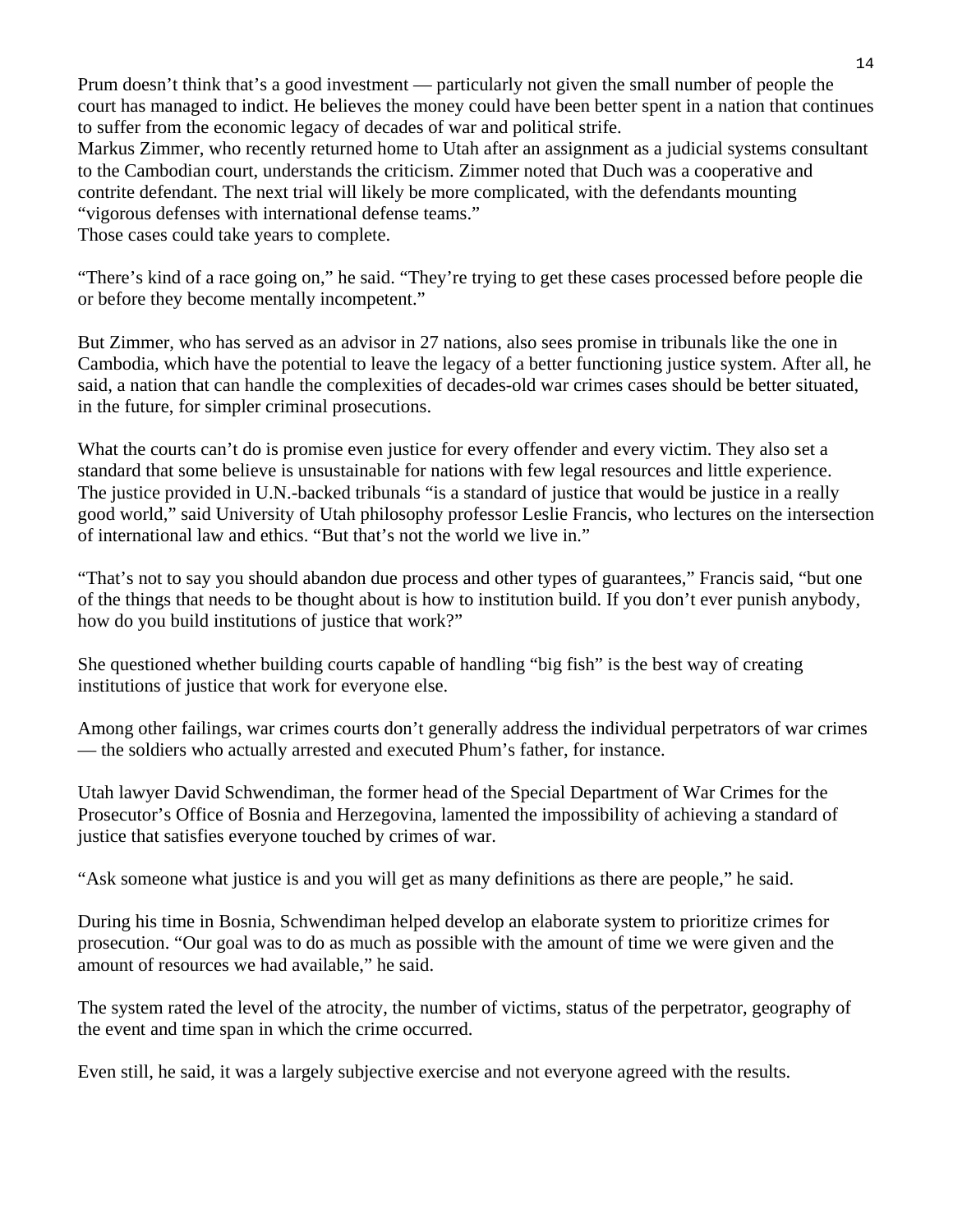Prum doesn't think that's a good investment — particularly not given the small number of people the court has managed to indict. He believes the money could have been better spent in a nation that continues to suffer from the economic legacy of decades of war and political strife.

Markus Zimmer, who recently returned home to Utah after an assignment as a judicial systems consultant to the Cambodian court, understands the criticism. Zimmer noted that Duch was a cooperative and contrite defendant. The next trial will likely be more complicated, with the defendants mounting "vigorous defenses with international defense teams."

Those cases could take years to complete.

"There's kind of a race going on," he said. "They're trying to get these cases processed before people die or before they become mentally incompetent."

But Zimmer, who has served as an advisor in 27 nations, also sees promise in tribunals like the one in Cambodia, which have the potential to leave the legacy of a better functioning justice system. After all, he said, a nation that can handle the complexities of decades-old war crimes cases should be better situated, in the future, for simpler criminal prosecutions.

What the courts can't do is promise even justice for every offender and every victim. They also set a standard that some believe is unsustainable for nations with few legal resources and little experience. The justice provided in U.N.-backed tribunals "is a standard of justice that would be justice in a really good world," said University of Utah philosophy professor Leslie Francis, who lectures on the intersection of international law and ethics. "But that's not the world we live in."

"That's not to say you should abandon due process and other types of guarantees," Francis said, "but one of the things that needs to be thought about is how to institution build. If you don't ever punish anybody, how do you build institutions of justice that work?"

She questioned whether building courts capable of handling "big fish" is the best way of creating institutions of justice that work for everyone else.

Among other failings, war crimes courts don't generally address the individual perpetrators of war crimes — the soldiers who actually arrested and executed Phum's father, for instance.

Utah lawyer David Schwendiman, the former head of the Special Department of War Crimes for the Prosecutor's Office of Bosnia and Herzegovina, lamented the impossibility of achieving a standard of justice that satisfies everyone touched by crimes of war.

"Ask someone what justice is and you will get as many definitions as there are people," he said.

During his time in Bosnia, Schwendiman helped develop an elaborate system to prioritize crimes for prosecution. "Our goal was to do as much as possible with the amount of time we were given and the amount of resources we had available," he said.

The system rated the level of the atrocity, the number of victims, status of the perpetrator, geography of the event and time span in which the crime occurred.

Even still, he said, it was a largely subjective exercise and not everyone agreed with the results.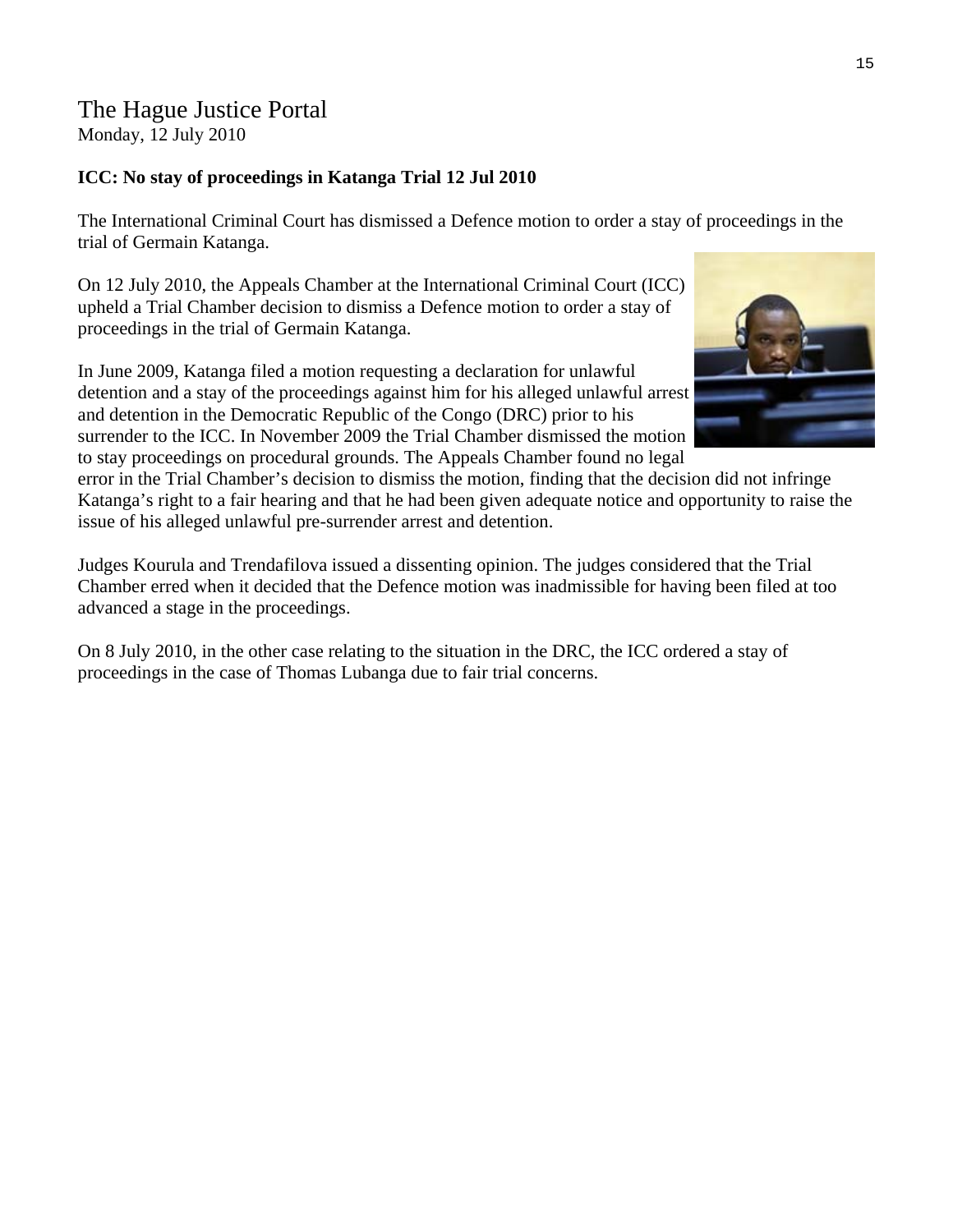# The Hague Justice Portal

Monday, 12 July 2010

**ICC: No stay of proceedings in Katanga Trial 12 Jul 2010**

The International Criminal Court has dismissed a Defence motion to order a stay of proceedings in the trial of Germain Katanga.

On 12 July 2010, the Appeals Chamber at the International Criminal Court (ICC) upheld a Trial Chamber decision to dismiss a Defence motion to order a stay of proceedings in the trial of Germain Katanga.

In June 2009, Katanga filed a motion requesting a declaration for unlawful detention and a stay of the proceedings against him for his alleged unlawful arrest and detention in the Democratic Republic of the Congo (DRC) prior to his surrender to the ICC. In November 2009 the Trial Chamber dismissed the motion to stay proceedings on procedural grounds. The Appeals Chamber found no legal error in the Trial Chamber's decision to dismiss the motion, finding that the decision did not infringe Katanga's right to a fair hearing and that he had been given adequate notice and opportunity to raise the issue of his alleged unlawful pre-surrender arrest and detention.

Judges Kourula and Trendafilova issued a dissenting opinion. The judges considered that the Trial Chamber erred when it decided that the Defence motion was inadmissible for having been filed at too advanced a stage in the proceedings.

On 8 July 2010, in the other case relating to the situation in the DRC, the ICC ordered a stay of proceedings in the case of Thomas Lubanga due to fair trial concerns.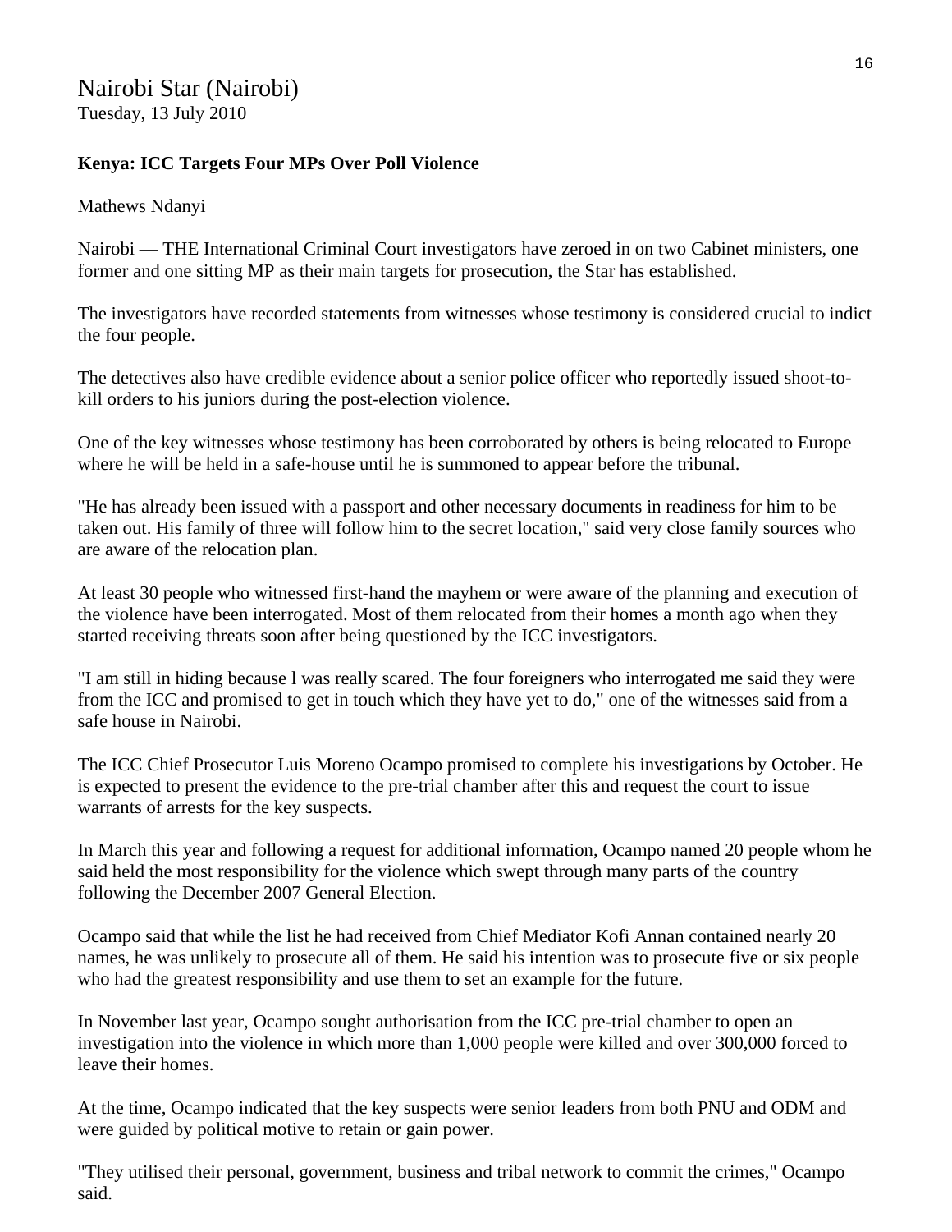Nairobi Star (Nairobi)
Tuesday, 13 July 2010

**Kenya: ICC Targets Four MPs Over Poll Violence**

Mathews Ndanyi

Nairobi — THE International Criminal Court investigators have zeroed in on two Cabinet ministers, one former and one sitting MP as their main targets for prosecution, the Star has established.

The investigators have recorded statements from witnesses whose testimony is considered crucial to indict the four people.

The detectives also have credible evidence about a senior police officer who reportedly issued shoot-to-kill orders to his juniors during the post-election violence.

One of the key witnesses whose testimony has been corroborated by others is being relocated to Europe where he will be held in a safe-house until he is summoned to appear before the tribunal.

"He has already been issued with a passport and other necessary documents in readiness for him to be taken out. His family of three will follow him to the secret location," said very close family sources who are aware of the relocation plan.

At least 30 people who witnessed first-hand the mayhem or were aware of the planning and execution of the violence have been interrogated. Most of them relocated from their homes a month ago when they started receiving threats soon after being questioned by the ICC investigators.

"I am still in hiding because l was really scared. The four foreigners who interrogated me said they were from the ICC and promised to get in touch which they have yet to do," one of the witnesses said from a safe house in Nairobi.

The ICC Chief Prosecutor Luis Moreno Ocampo promised to complete his investigations by October. He is expected to present the evidence to the pre-trial chamber after this and request the court to issue warrants of arrests for the key suspects.

In March this year and following a request for additional information, Ocampo named 20 people whom he said held the most responsibility for the violence which swept through many parts of the country following the December 2007 General Election.

Ocampo said that while the list he had received from Chief Mediator Kofi Annan contained nearly 20 names, he was unlikely to prosecute all of them. He said his intention was to prosecute five or six people who had the greatest responsibility and use them to set an example for the future.

In November last year, Ocampo sought authorisation from the ICC pre-trial chamber to open an investigation into the violence in which more than 1,000 people were killed and over 300,000 forced to leave their homes.

At the time, Ocampo indicated that the key suspects were senior leaders from both PNU and ODM and were guided by political motive to retain or gain power.

"They utilised their personal, government, business and tribal network to commit the crimes," Ocampo said.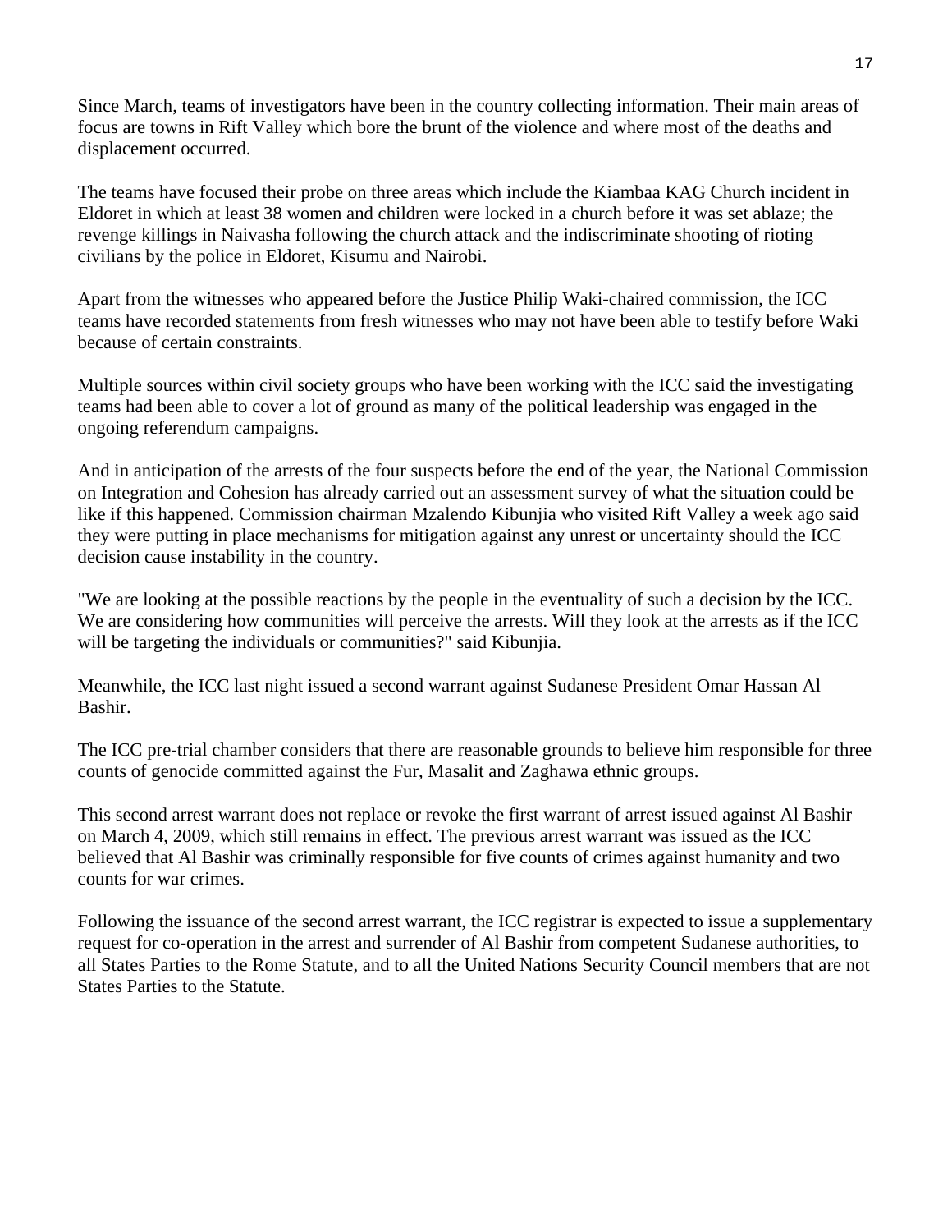Since March, teams of investigators have been in the country collecting information. Their main areas of focus are towns in Rift Valley which bore the brunt of the violence and where most of the deaths and displacement occurred.

The teams have focused their probe on three areas which include the Kiambaa KAG Church incident in Eldoret in which at least 38 women and children were locked in a church before it was set ablaze; the revenge killings in Naivasha following the church attack and the indiscriminate shooting of rioting civilians by the police in Eldoret, Kisumu and Nairobi.

Apart from the witnesses who appeared before the Justice Philip Waki-chaired commission, the ICC teams have recorded statements from fresh witnesses who may not have been able to testify before Waki because of certain constraints.

Multiple sources within civil society groups who have been working with the ICC said the investigating teams had been able to cover a lot of ground as many of the political leadership was engaged in the ongoing referendum campaigns.

And in anticipation of the arrests of the four suspects before the end of the year, the National Commission on Integration and Cohesion has already carried out an assessment survey of what the situation could be like if this happened. Commission chairman Mzalendo Kibunjia who visited Rift Valley a week ago said they were putting in place mechanisms for mitigation against any unrest or uncertainty should the ICC decision cause instability in the country.

"We are looking at the possible reactions by the people in the eventuality of such a decision by the ICC. We are considering how communities will perceive the arrests. Will they look at the arrests as if the ICC will be targeting the individuals or communities?" said Kibunjia.

Meanwhile, the ICC last night issued a second warrant against Sudanese President Omar Hassan Al Bashir.

The ICC pre-trial chamber considers that there are reasonable grounds to believe him responsible for three counts of genocide committed against the Fur, Masalit and Zaghawa ethnic groups.

This second arrest warrant does not replace or revoke the first warrant of arrest issued against Al Bashir on March 4, 2009, which still remains in effect. The previous arrest warrant was issued as the ICC believed that Al Bashir was criminally responsible for five counts of crimes against humanity and two counts for war crimes.

Following the issuance of the second arrest warrant, the ICC registrar is expected to issue a supplementary request for co-operation in the arrest and surrender of Al Bashir from competent Sudanese authorities, to all States Parties to the Rome Statute, and to all the United Nations Security Council members that are not States Parties to the Statute.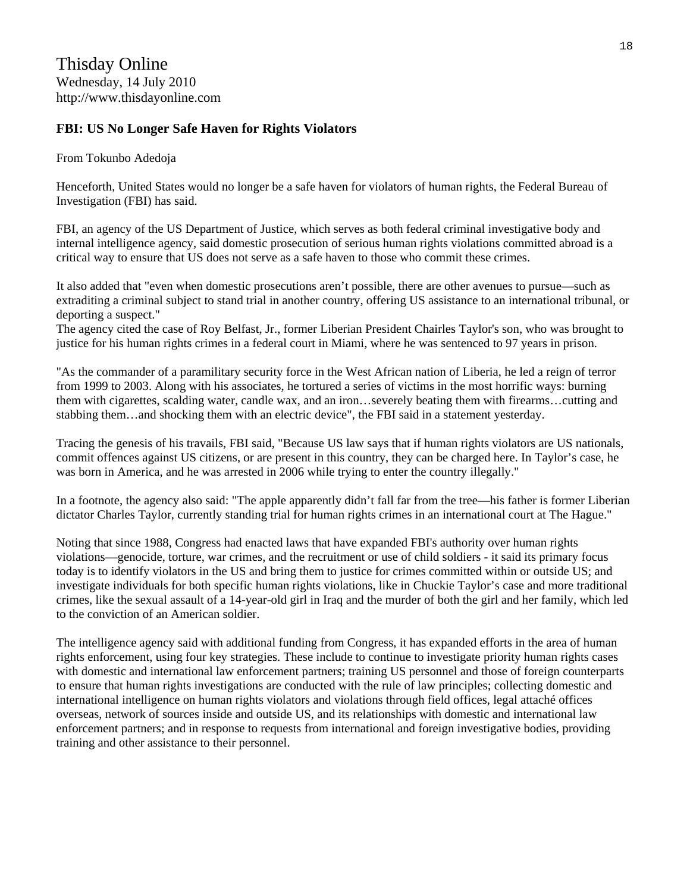Thisday Online
Wednesday, 14 July 2010
http://www.thisdayonline.com

## FBI: US No Longer Safe Haven for Rights Violators

From Tokunbo Adedoja

Henceforth, United States would no longer be a safe haven for violators of human rights, the Federal Bureau of Investigation (FBI) has said.

FBI, an agency of the US Department of Justice, which serves as both federal criminal investigative body and internal intelligence agency, said domestic prosecution of serious human rights violations committed abroad is a critical way to ensure that US does not serve as a safe haven to those who commit these crimes.

It also added that "even when domestic prosecutions aren't possible, there are other avenues to pursue—such as extraditing a criminal subject to stand trial in another country, offering US assistance to an international tribunal, or deporting a suspect."
The agency cited the case of Roy Belfast, Jr., former Liberian President Chairles Taylor's son, who was brought to justice for his human rights crimes in a federal court in Miami, where he was sentenced to 97 years in prison.

"As the commander of a paramilitary security force in the West African nation of Liberia, he led a reign of terror from 1999 to 2003. Along with his associates, he tortured a series of victims in the most horrific ways: burning them with cigarettes, scalding water, candle wax, and an iron…severely beating them with firearms…cutting and stabbing them…and shocking them with an electric device", the FBI said in a statement yesterday.

Tracing the genesis of his travails, FBI said, "Because US law says that if human rights violators are US nationals, commit offences against US citizens, or are present in this country, they can be charged here. In Taylor's case, he was born in America, and he was arrested in 2006 while trying to enter the country illegally."

In a footnote, the agency also said: "The apple apparently didn't fall far from the tree—his father is former Liberian dictator Charles Taylor, currently standing trial for human rights crimes in an international court at The Hague."

Noting that since 1988, Congress had enacted laws that have expanded FBI's authority over human rights violations—genocide, torture, war crimes, and the recruitment or use of child soldiers - it said its primary focus today is to identify violators in the US and bring them to justice for crimes committed within or outside US; and investigate individuals for both specific human rights violations, like in Chuckie Taylor's case and more traditional crimes, like the sexual assault of a 14-year-old girl in Iraq and the murder of both the girl and her family, which led to the conviction of an American soldier.

The intelligence agency said with additional funding from Congress, it has expanded efforts in the area of human rights enforcement, using four key strategies. These include to continue to investigate priority human rights cases with domestic and international law enforcement partners; training US personnel and those of foreign counterparts to ensure that human rights investigations are conducted with the rule of law principles; collecting domestic and international intelligence on human rights violators and violations through field offices, legal attaché offices overseas, network of sources inside and outside US, and its relationships with domestic and international law enforcement partners; and in response to requests from international and foreign investigative bodies, providing training and other assistance to their personnel.